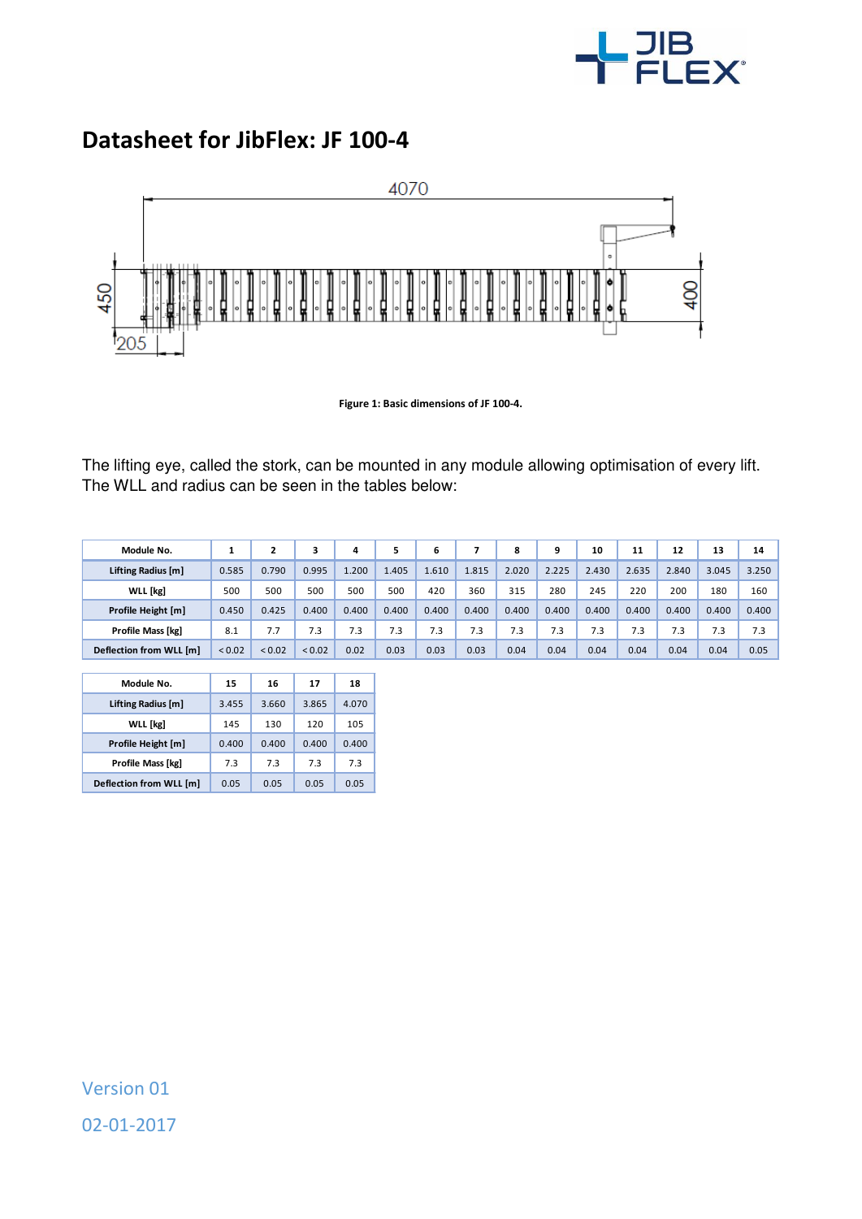# Datasheet for JibFlex: JF 100-4

Figure 1: Basic dimensions of JF 100-4.

The lifting eye, called the stork, can be mounted in any module allowing optimisation of every lift. The WLL and radius can be seen in the tables below:

| Module No. | 1 | 2 | 3 | 4 | 5 | 6 | 7 | 8 | 9 | 10 | 11 | 12 | 13 | 14 |
|---|---|---|---|---|---|---|---|---|---|---|---|---|---|---|
| Lifting Radius [m] | 0.585 | 0.790 | 0.995 | 1.200 | 1.405 | 1.610 | 1.815 | 2.020 | 2.225 | 2.430 | 2.635 | 2.840 | 3.045 | 3.250 |
| WLL [kg] | 500 | 500 | 500 | 500 | 500 | 420 | 360 | 315 | 280 | 245 | 220 | 200 | 180 | 160 |
| Profile Height [m] | 0.450 | 0.425 | 0.400 | 0.400 | 0.400 | 0.400 | 0.400 | 0.400 | 0.400 | 0.400 | 0.400 | 0.400 | 0.400 | 0.400 |
| Profile Mass [kg] | 8.1 | 7.7 | 7.3 | 7.3 | 7.3 | 7.3 | 7.3 | 7.3 | 7.3 | 7.3 | 7.3 | 7.3 | 7.3 | 7.3 |
| Deflection from WLL [m] | < 0.02 | < 0.02 | < 0.02 | 0.02 | 0.03 | 0.03 | 0.03 | 0.04 | 0.04 | 0.04 | 0.04 | 0.04 | 0.04 | 0.05 |

| Module No. | 15 | 16 | 17 | 18 |
|---|---|---|---|---|
| Lifting Radius [m] | 3.455 | 3.660 | 3.865 | 4.070 |
| WLL [kg] | 145 | 130 | 120 | 105 |
| Profile Height [m] | 0.400 | 0.400 | 0.400 | 0.400 |
| Profile Mass [kg] | 7.3 | 7.3 | 7.3 | 7.3 |
| Deflection from WLL [m] | 0.05 | 0.05 | 0.05 | 0.05 |

Version 01

02-01-2017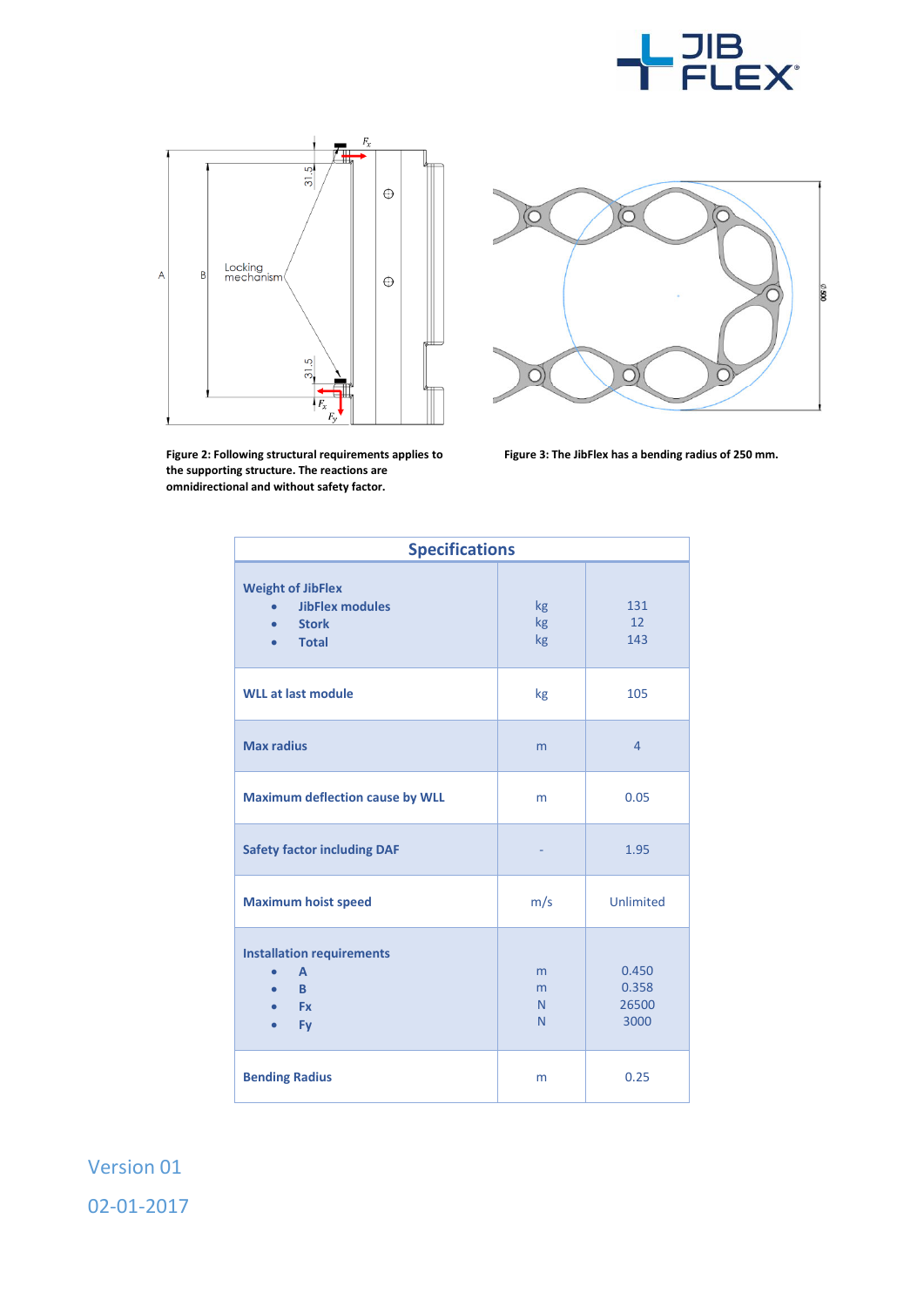Figure 2: Following structural requirements applies to the supporting structure. The reactions are omnidirectional and without safety factor.

Figure 3: The JibFlex has a bending radius of 250 mm.

| Specifications | | |
|---|---|---|
| **Weight of JibFlex**<br>• JibFlex modules<br>• Stork<br>• Total | <br>kg<br>kg<br>kg | <br>131<br>12<br>143 |
| **WLL at last module** | kg | 105 |
| **Max radius** | m | 4 |
| **Maximum deflection cause by WLL** | m | 0.05 |
| **Safety factor including DAF** | - | 1.95 |
| **Maximum hoist speed** | m/s | Unlimited |
| **Installation requirements**<br>• A<br>• B<br>• Fx<br>• Fy | <br>m<br>m<br>N<br>N | <br>0.450<br>0.358<br>26500<br>3000 |
| **Bending Radius** | m | 0.25 |

Version 01

02-01-2017